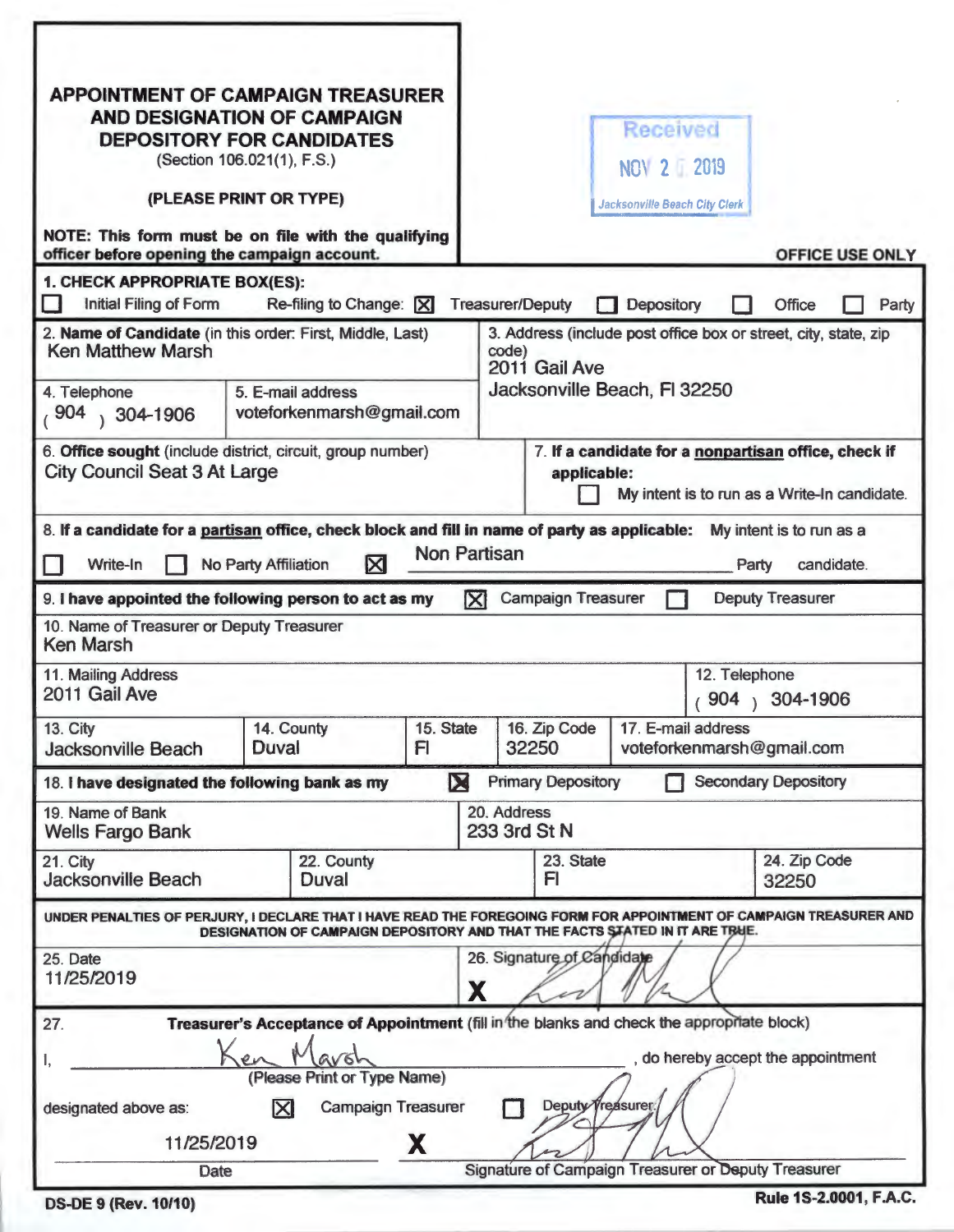# APPOINTMENT OF CAMPAIGN TREASURER AND DESIGNATION OF CAMPAIGN DEPOSITORY FOR CANDIDATES

(Section 106.021(1), F.S.)

**(PLEASE PRINT OR TYPE)**

**NOTE: This form must be on file with the qualifying officer before opening the campaign account.**

Received
NOV 25 2019
Jacksonville Beach City Clerk

**OFFICE USE ONLY**

**1. CHECK APPROPRIATE BOX(ES):**

☐ Initial Filing of Form    Re-filing to Change: ☒ Treasurer/Deputy ☐ Depository ☐ Office ☐ Party

| 2. **Name of Candidate** (in this order: First, Middle, Last) | 3. Address (include post office box or street, city, state, zip code) |
|---|---|
| Ken Matthew Marsh | 2011 Gail Ave<br>Jacksonville Beach, Fl 32250 |

| 4. Telephone | 5. E-mail address |
|---|---|
| (904) 304-1906 | voteforkenmarsh@gmail.com |

| 6. **Office sought** (include district, circuit, group number) | 7. **If a candidate for a nonpartisan office, check if applicable:** |
|---|---|
| City Council Seat 3 At Large | ☐ My intent is to run as a Write-In candidate. |

8. **If a candidate for a partisan office, check block and fill in name of party as applicable:** My intent is to run as a

☐ Write-In ☐ No Party Affiliation ☒ Non Partisan Party candidate.

9. **I have appointed the following person to act as my** ☒ Campaign Treasurer ☐ Deputy Treasurer

10. Name of Treasurer or Deputy Treasurer
Ken Marsh

| 11. Mailing Address | 12. Telephone |
|---|---|
| 2011 Gail Ave | (904) 304-1906 |

| 13. City | 14. County | 15. State | 16. Zip Code | 17. E-mail address |
|---|---|---|---|---|
| Jacksonville Beach | Duval | Fl | 32250 | voteforkenmarsh@gmail.com |

18. **I have designated the following bank as my** ☒ Primary Depository ☐ Secondary Depository

| 19. Name of Bank | 20. Address |
|---|---|
| Wells Fargo Bank | 233 3rd St N |

| 21. City | 22. County | 23. State | 24. Zip Code |
|---|---|---|---|
| Jacksonville Beach | Duval | Fl | 32250 |

**UNDER PENALTIES OF PERJURY, I DECLARE THAT I HAVE READ THE FOREGOING FORM FOR APPOINTMENT OF CAMPAIGN TREASURER AND DESIGNATION OF CAMPAIGN DEPOSITORY AND THAT THE FACTS STATED IN IT ARE TRUE.**

| 25. Date | 26. Signature of Candidate |
|---|---|
| 11/25/2019 | X [signature] |

27. **Treasurer's Acceptance of Appointment** (fill in the blanks and check the appropriate block)

I, Ken Marsh, do hereby accept the appointment
(Please Print or Type Name)

designated above as: ☒ Campaign Treasurer ☐ Deputy Treasurer

11/25/2019    X [signature]

Date    Signature of Campaign Treasurer or Deputy Treasurer

DS-DE 9 (Rev. 10/10)    Rule 1S-2.0001, F.A.C.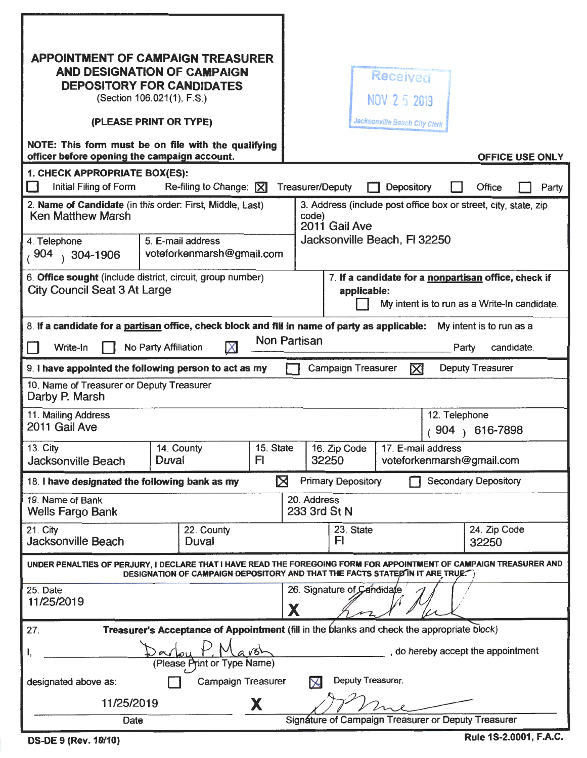## APPOINTMENT OF CAMPAIGN TREASURER AND DESIGNATION OF CAMPAIGN DEPOSITORY FOR CANDIDATES

(Section 106.021(1), F.S.)

**(PLEASE PRINT OR TYPE)**

**NOTE: This form must be on file with the qualifying officer before opening the campaign account.**

Received
NOV 25 2019
Jacksonville Beach City Clerk

**OFFICE USE ONLY**

**1. CHECK APPROPRIATE BOX(ES):**

☐ Initial Filing of Form Re-filing to Change: ☒ Treasurer/Deputy ☐ Depository ☐ Office ☐ Party

| 2. **Name of Candidate** (in this order: First, Middle, Last) | 3. Address (include post office box or street, city, state, zip code) |
|---|---|
| Ken Matthew Marsh | 2011 Gail Ave<br>Jacksonville Beach, Fl 32250 |

| 4. Telephone | 5. E-mail address |
|---|---|
| (904) 304-1906 | voteforkenmarsh@gmail.com |

6. **Office sought** (include district, circuit, group number): City Council Seat 3 At Large

7. **If a candidate for a nonpartisan office, check if applicable:** ☐ My intent is to run as a Write-In candidate.

8. **If a candidate for a partisan office, check block and fill in name of party as applicable:** My intent is to run as a

☐ Write-In ☐ No Party Affiliation ☒ Non Partisan Party candidate.

9. **I have appointed the following person to act as my** ☐ Campaign Treasurer ☒ Deputy Treasurer

10. Name of Treasurer or Deputy Treasurer: Darby P. Marsh

| 11. Mailing Address | 12. Telephone |
|---|---|
| 2011 Gail Ave | (904) 616-7898 |

| 13. City | 14. County | 15. State | 16. Zip Code | 17. E-mail address |
|---|---|---|---|---|
| Jacksonville Beach | Duval | Fl | 32250 | voteforkenmarsh@gmail.com |

18. **I have designated the following bank as my** ☒ Primary Depository ☐ Secondary Depository

| 19. Name of Bank | 20. Address |
|---|---|
| Wells Fargo Bank | 233 3rd St N |

| 21. City | 22. County | 23. State | 24. Zip Code |
|---|---|---|---|
| Jacksonville Beach | Duval | Fl | 32250 |

**UNDER PENALTIES OF PERJURY, I DECLARE THAT I HAVE READ THE FOREGOING FORM FOR APPOINTMENT OF CAMPAIGN TREASURER AND DESIGNATION OF CAMPAIGN DEPOSITORY AND THAT THE FACTS STATED IN IT ARE TRUE.**

| 25. Date | 26. Signature of Candidate |
|---|---|
| 11/25/2019 | X [signature] |

27. **Treasurer's Acceptance of Appointment** (fill in the blanks and check the appropriate block)

I, Darby P. Marsh (Please Print or Type Name), do hereby accept the appointment

designated above as: ☐ Campaign Treasurer ☒ Deputy Treasurer.

11/25/2019 X [signature]

Date Signature of Campaign Treasurer or Deputy Treasurer

DS-DE 9 (Rev. 10/10) Rule 1S-2.0001, F.A.C.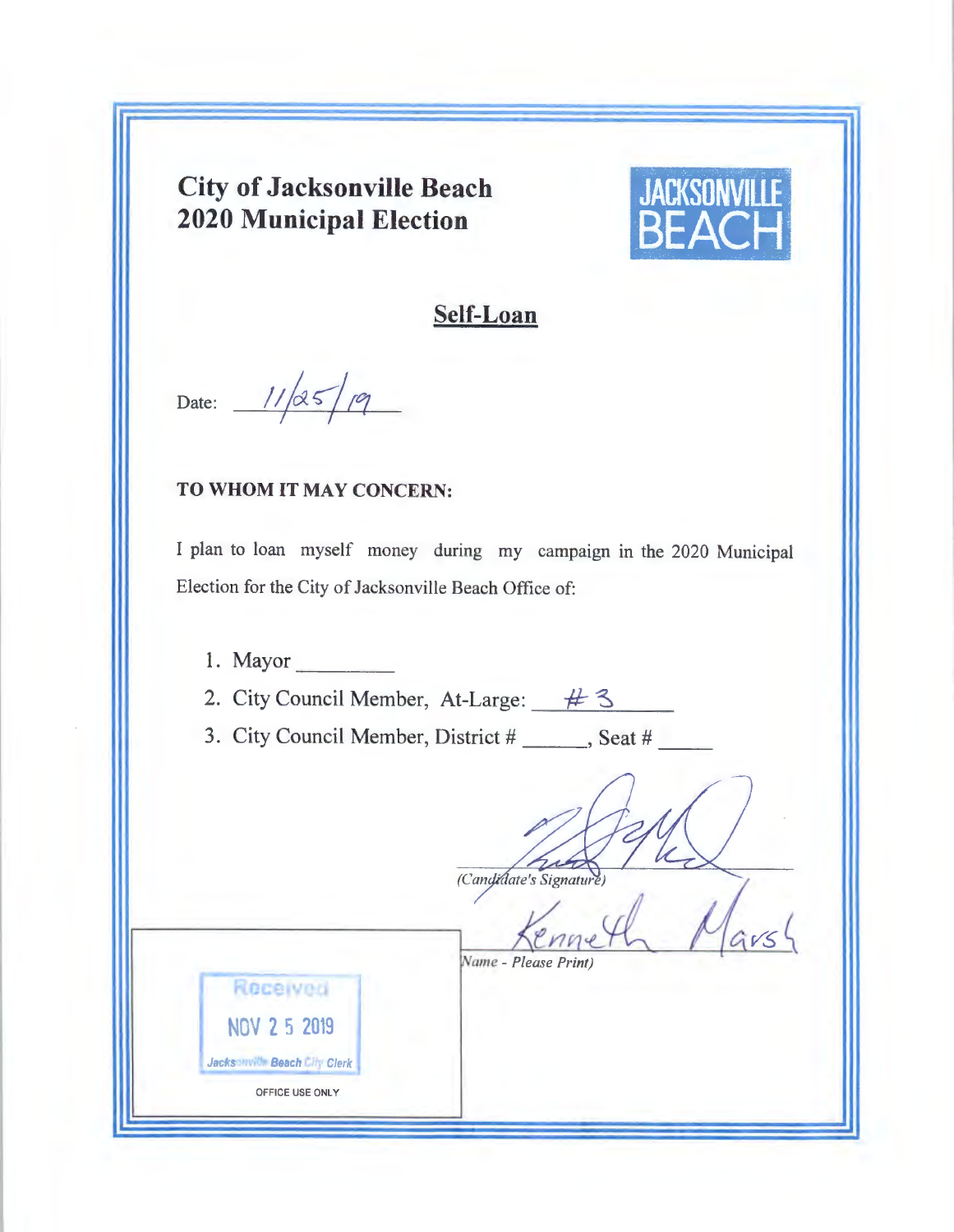# City of Jacksonville Beach
# 2020 Municipal Election

JACKSONVILLE BEACH

## Self-Loan

Date: 11/25/19

**TO WHOM IT MAY CONCERN:**

I plan to loan myself money during my campaign in the 2020 Municipal Election for the City of Jacksonville Beach Office of:

1. Mayor ________
2. City Council Member, At-Large: #3
3. City Council Member, District # ______, Seat # _____

_(Candidate's Signature)_

Kenneth Marsh
_(Name - Please Print)_

Received
NOV 25 2019
Jacksonville Beach City Clerk

OFFICE USE ONLY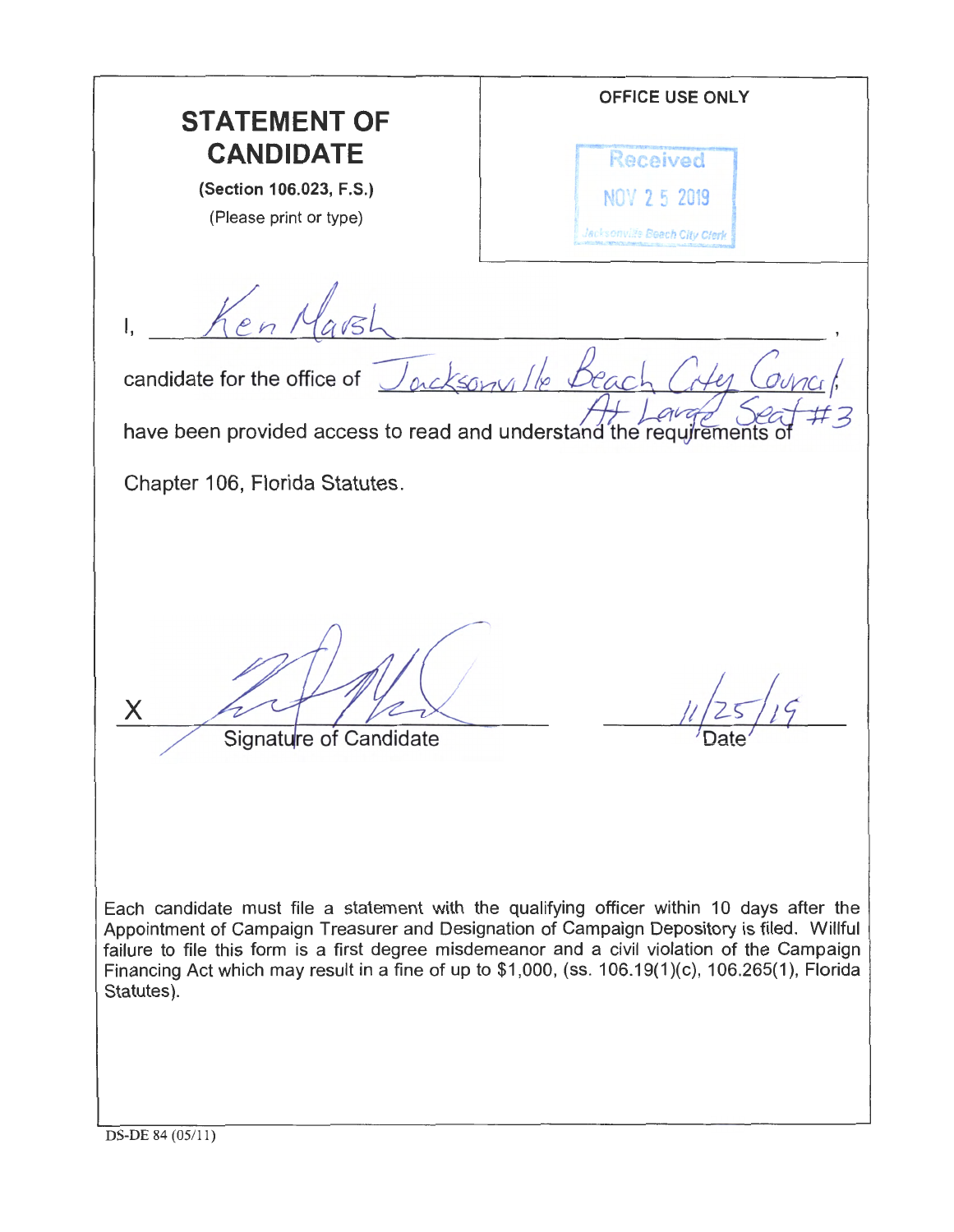# STATEMENT OF CANDIDATE

**(Section 106.023, F.S.)**

(Please print or type)

OFFICE USE ONLY

Received
NOV 25 2019
Jacksonville Beach City Clerk

I, Ken Marsh,

candidate for the office of Jacksonville Beach City Council, At Large Seat #3

have been provided access to read and understand the requirements of Chapter 106, Florida Statutes.

X ______________________ 11/25/19
Signature of Candidate Date

Each candidate must file a statement with the qualifying officer within 10 days after the Appointment of Campaign Treasurer and Designation of Campaign Depository is filed. Willful failure to file this form is a first degree misdemeanor and a civil violation of the Campaign Financing Act which may result in a fine of up to $1,000, (ss. 106.19(1)(c), 106.265(1), Florida Statutes).

DS-DE 84 (05/11)